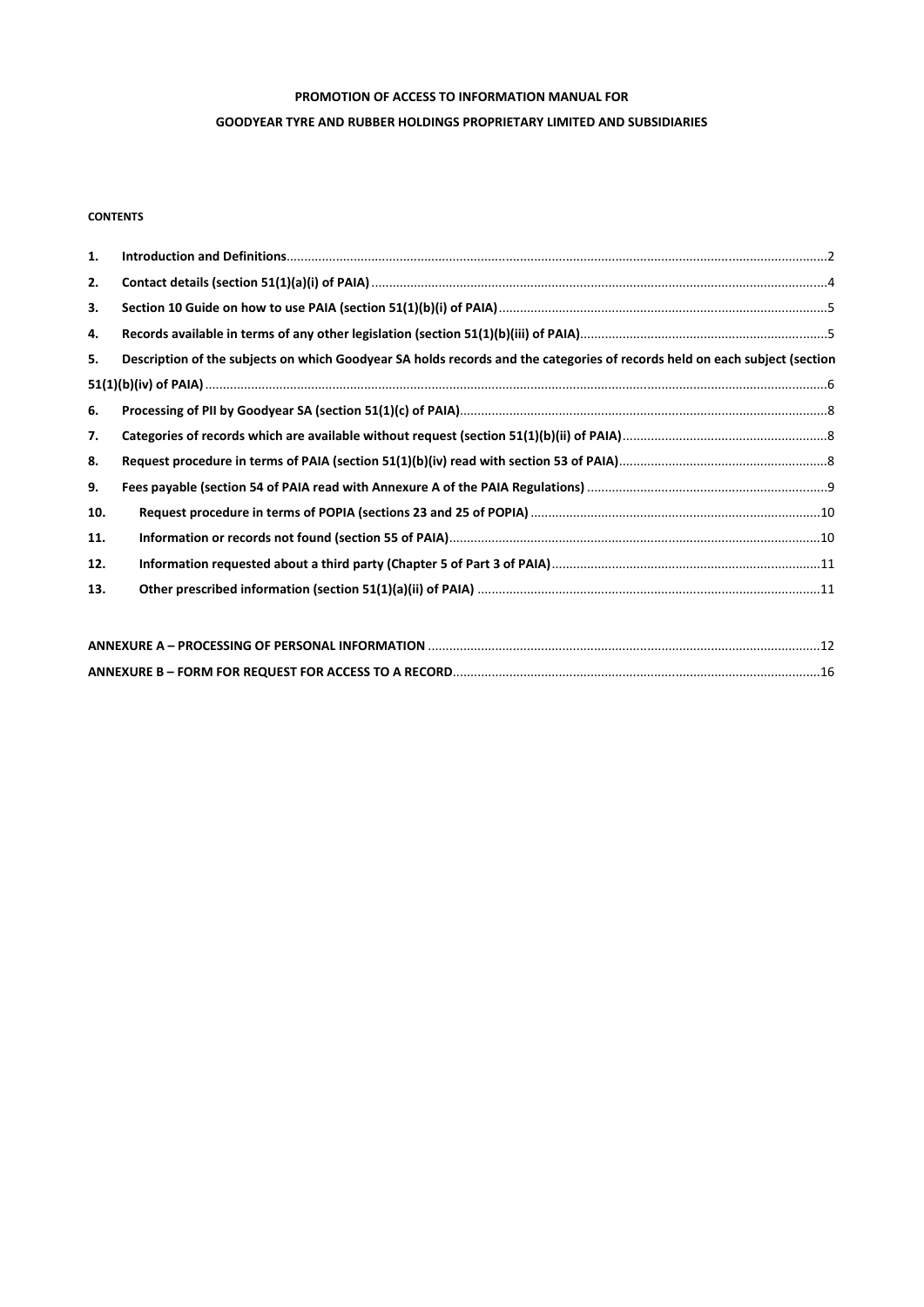**PROMOTION OF ACCESS TO INFORMATION MANUAL FOR**

**GOODYEAR TYRE AND RUBBER HOLDINGS PROPRIETARY LIMITED AND SUBSIDIARIES**

**CONTENTS**

1. **Introduction and Definitions** .....2
2. **Contact details (section 51(1)(a)(i) of PAIA)** .....4
3. **Section 10 Guide on how to use PAIA (section 51(1)(b)(i) of PAIA)** .....5
4. **Records available in terms of any other legislation (section 51(1)(b)(iii) of PAIA)** .....5
5. **Description of the subjects on which Goodyear SA holds records and the categories of records held on each subject (section 51(1)(b)(iv) of PAIA)** .....6
6. **Processing of PII by Goodyear SA (section 51(1)(c) of PAIA)** .....8
7. **Categories of records which are available without request (section 51(1)(b)(ii) of PAIA)** .....8
8. **Request procedure in terms of PAIA (section 51(1)(b)(iv) read with section 53 of PAIA)** .....8
9. **Fees payable (section 54 of PAIA read with Annexure A of the PAIA Regulations)** .....9
10. **Request procedure in terms of POPIA (sections 23 and 25 of POPIA)** .....10
11. **Information or records not found (section 55 of PAIA)** .....10
12. **Information requested about a third party (Chapter 5 of Part 3 of PAIA)** .....11
13. **Other prescribed information (section 51(1)(a)(ii) of PAIA)** .....11

**ANNEXURE A – PROCESSING OF PERSONAL INFORMATION** .....12

**ANNEXURE B – FORM FOR REQUEST FOR ACCESS TO A RECORD** .....16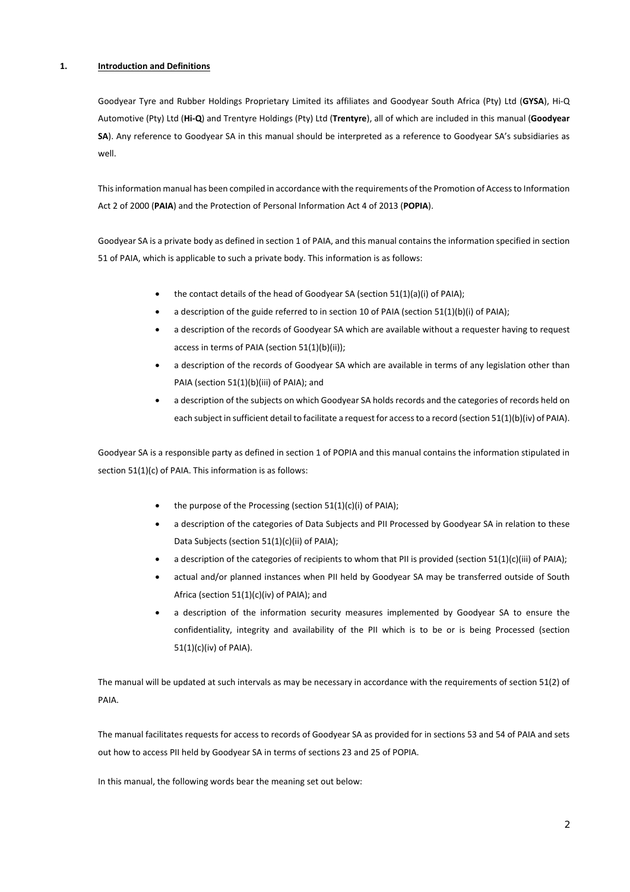## 1. Introduction and Definitions

Goodyear Tyre and Rubber Holdings Proprietary Limited its affiliates and Goodyear South Africa (Pty) Ltd (**GYSA**), Hi-Q Automotive (Pty) Ltd (**Hi-Q**) and Trentyre Holdings (Pty) Ltd (**Trentyre**), all of which are included in this manual (**Goodyear SA**). Any reference to Goodyear SA in this manual should be interpreted as a reference to Goodyear SA's subsidiaries as well.

This information manual has been compiled in accordance with the requirements of the Promotion of Access to Information Act 2 of 2000 (**PAIA**) and the Protection of Personal Information Act 4 of 2013 (**POPIA**).

Goodyear SA is a private body as defined in section 1 of PAIA, and this manual contains the information specified in section 51 of PAIA, which is applicable to such a private body. This information is as follows:

- the contact details of the head of Goodyear SA (section 51(1)(a)(i) of PAIA);
- a description of the guide referred to in section 10 of PAIA (section 51(1)(b)(i) of PAIA);
- a description of the records of Goodyear SA which are available without a requester having to request access in terms of PAIA (section 51(1)(b)(ii));
- a description of the records of Goodyear SA which are available in terms of any legislation other than PAIA (section 51(1)(b)(iii) of PAIA); and
- a description of the subjects on which Goodyear SA holds records and the categories of records held on each subject in sufficient detail to facilitate a request for access to a record (section 51(1)(b)(iv) of PAIA).

Goodyear SA is a responsible party as defined in section 1 of POPIA and this manual contains the information stipulated in section 51(1)(c) of PAIA. This information is as follows:

- the purpose of the Processing (section 51(1)(c)(i) of PAIA);
- a description of the categories of Data Subjects and PII Processed by Goodyear SA in relation to these Data Subjects (section 51(1)(c)(ii) of PAIA);
- a description of the categories of recipients to whom that PII is provided (section 51(1)(c)(iii) of PAIA);
- actual and/or planned instances when PII held by Goodyear SA may be transferred outside of South Africa (section 51(1)(c)(iv) of PAIA); and
- a description of the information security measures implemented by Goodyear SA to ensure the confidentiality, integrity and availability of the PII which is to be or is being Processed (section 51(1)(c)(iv) of PAIA).

The manual will be updated at such intervals as may be necessary in accordance with the requirements of section 51(2) of PAIA.

The manual facilitates requests for access to records of Goodyear SA as provided for in sections 53 and 54 of PAIA and sets out how to access PII held by Goodyear SA in terms of sections 23 and 25 of POPIA.

In this manual, the following words bear the meaning set out below: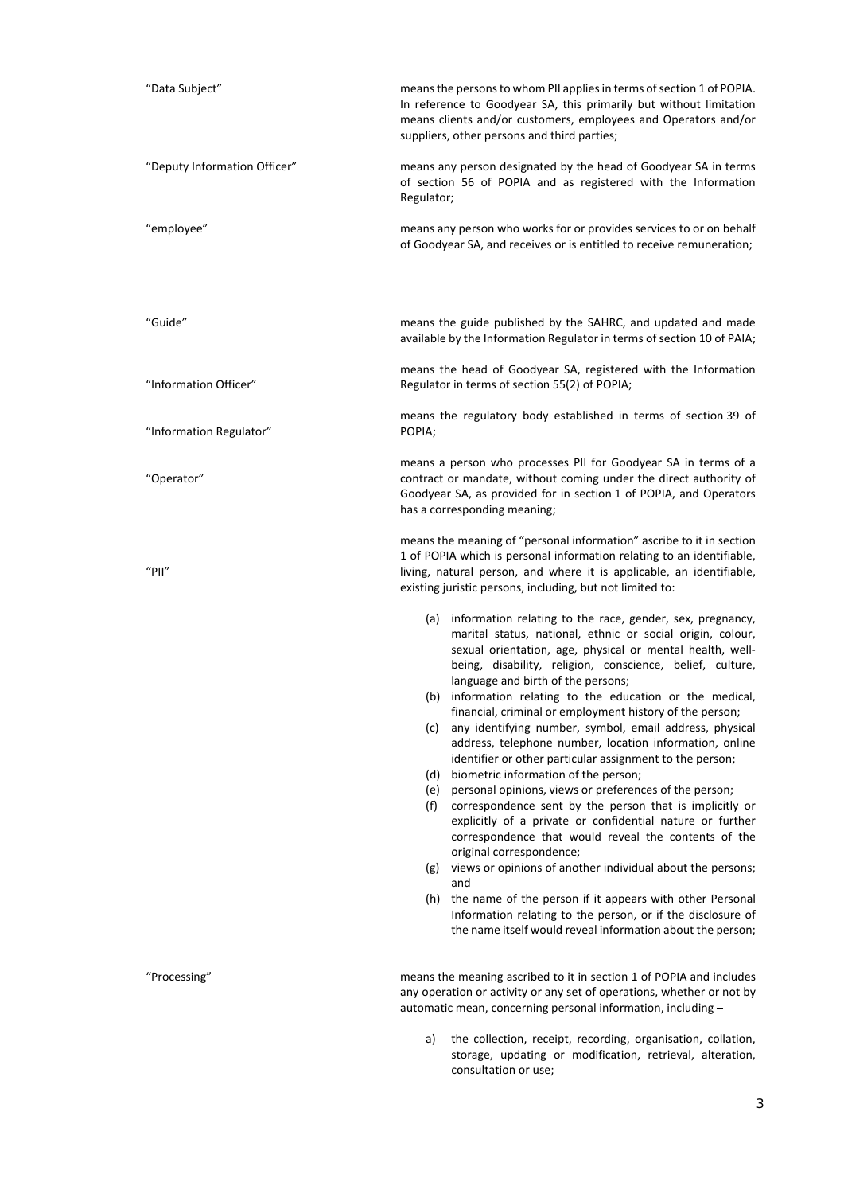| | |
|---|---|
| "Data Subject" | means the persons to whom PII applies in terms of section 1 of POPIA. In reference to Goodyear SA, this primarily but without limitation means clients and/or customers, employees and Operators and/or suppliers, other persons and third parties; |
| "Deputy Information Officer" | means any person designated by the head of Goodyear SA in terms of section 56 of POPIA and as registered with the Information Regulator; |
| "employee" | means any person who works for or provides services to or on behalf of Goodyear SA, and receives or is entitled to receive remuneration; |
| "Guide" | means the guide published by the SAHRC, and updated and made available by the Information Regulator in terms of section 10 of PAIA; |
| "Information Officer" | means the head of Goodyear SA, registered with the Information Regulator in terms of section 55(2) of POPIA; |
| "Information Regulator" | means the regulatory body established in terms of section 39 of POPIA; |
| "Operator" | means a person who processes PII for Goodyear SA in terms of a contract or mandate, without coming under the direct authority of Goodyear SA, as provided for in section 1 of POPIA, and Operators has a corresponding meaning; |
| "PII" | means the meaning of "personal information" ascribe to it in section 1 of POPIA which is personal information relating to an identifiable, living, natural person, and where it is applicable, an identifiable, existing juristic persons, including, but not limited to: |

(a) information relating to the race, gender, sex, pregnancy, marital status, national, ethnic or social origin, colour, sexual orientation, age, physical or mental health, well-being, disability, religion, conscience, belief, culture, language and birth of the persons;
(b) information relating to the education or the medical, financial, criminal or employment history of the person;
(c) any identifying number, symbol, email address, physical address, telephone number, location information, online identifier or other particular assignment to the person;
(d) biometric information of the person;
(e) personal opinions, views or preferences of the person;
(f) correspondence sent by the person that is implicitly or explicitly of a private or confidential nature or further correspondence that would reveal the contents of the original correspondence;
(g) views or opinions of another individual about the persons; and
(h) the name of the person if it appears with other Personal Information relating to the person, or if the disclosure of the name itself would reveal information about the person;

| | |
|---|---|
| "Processing" | means the meaning ascribed to it in section 1 of POPIA and includes any operation or activity or any set of operations, whether or not by automatic mean, concerning personal information, including – |

a) the collection, receipt, recording, organisation, collation, storage, updating or modification, retrieval, alteration, consultation or use;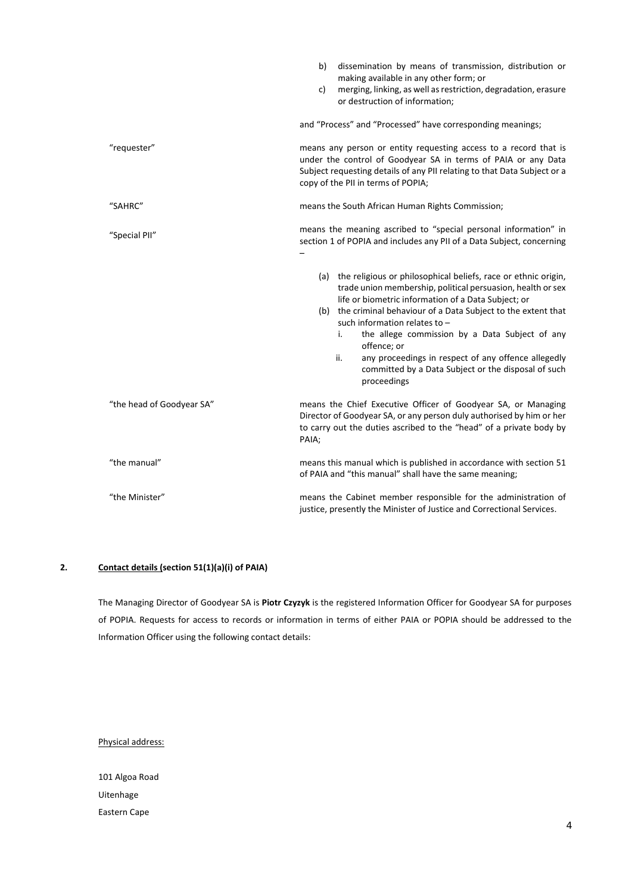b) dissemination by means of transmission, distribution or making available in any other form; or
c) merging, linking, as well as restriction, degradation, erasure or destruction of information;

and "Process" and "Processed" have corresponding meanings;

| | |
|---|---|
| "requester" | means any person or entity requesting access to a record that is under the control of Goodyear SA in terms of PAIA or any Data Subject requesting details of any PII relating to that Data Subject or a copy of the PII in terms of POPIA; |
| "SAHRC" | means the South African Human Rights Commission; |
| "Special PII" | means the meaning ascribed to "special personal information" in section 1 of POPIA and includes any PII of a Data Subject, concerning – (a) the religious or philosophical beliefs, race or ethnic origin, trade union membership, political persuasion, health or sex life or biometric information of a Data Subject; or (b) the criminal behaviour of a Data Subject to the extent that such information relates to – i. the allege commission by a Data Subject of any offence; or ii. any proceedings in respect of any offence allegedly committed by a Data Subject or the disposal of such proceedings |
| "the head of Goodyear SA" | means the Chief Executive Officer of Goodyear SA, or Managing Director of Goodyear SA, or any person duly authorised by him or her to carry out the duties ascribed to the "head" of a private body by PAIA; |
| "the manual" | means this manual which is published in accordance with section 51 of PAIA and "this manual" shall have the same meaning; |
| "the Minister" | means the Cabinet member responsible for the administration of justice, presently the Minister of Justice and Correctional Services. |

## 2. Contact details (section 51(1)(a)(i) of PAIA)

The Managing Director of Goodyear SA is **Piotr Czyzyk** is the registered Information Officer for Goodyear SA for purposes of POPIA. Requests for access to records or information in terms of either PAIA or POPIA should be addressed to the Information Officer using the following contact details:

Physical address:

101 Algoa Road
Uitenhage
Eastern Cape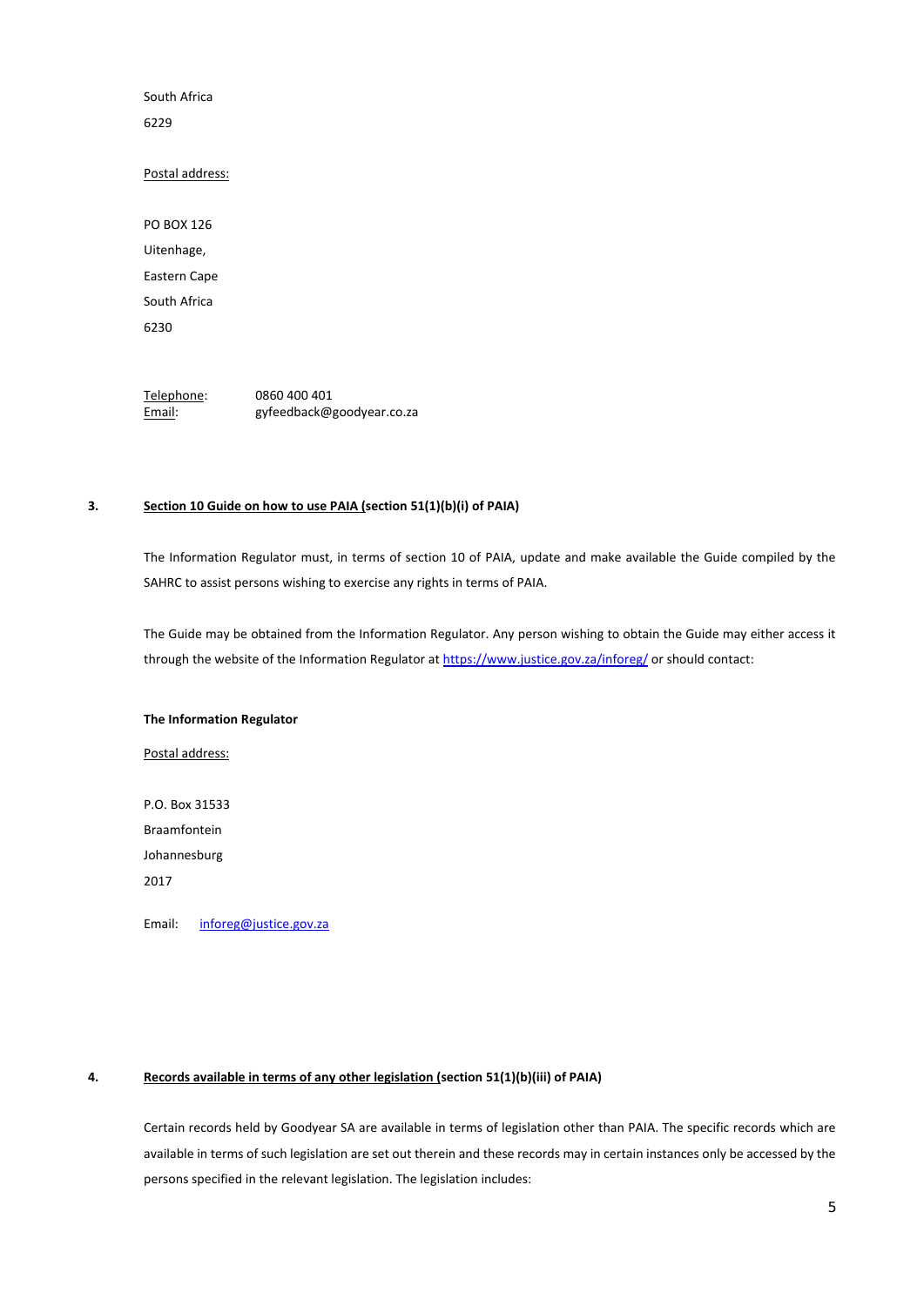South Africa

6229

Postal address:

PO BOX 126

Uitenhage,

Eastern Cape

South Africa

6230

Telephone: 0860 400 401

Email: gyfeedback@goodyear.co.za

## 3. Section 10 Guide on how to use PAIA (section 51(1)(b)(i) of PAIA)

The Information Regulator must, in terms of section 10 of PAIA, update and make available the Guide compiled by the SAHRC to assist persons wishing to exercise any rights in terms of PAIA.

The Guide may be obtained from the Information Regulator. Any person wishing to obtain the Guide may either access it through the website of the Information Regulator at https://www.justice.gov.za/inforeg/ or should contact:

**The Information Regulator**

Postal address:

P.O. Box 31533

Braamfontein

Johannesburg

2017

Email: inforeg@justice.gov.za

## 4. Records available in terms of any other legislation (section 51(1)(b)(iii) of PAIA)

Certain records held by Goodyear SA are available in terms of legislation other than PAIA. The specific records which are available in terms of such legislation are set out therein and these records may in certain instances only be accessed by the persons specified in the relevant legislation. The legislation includes: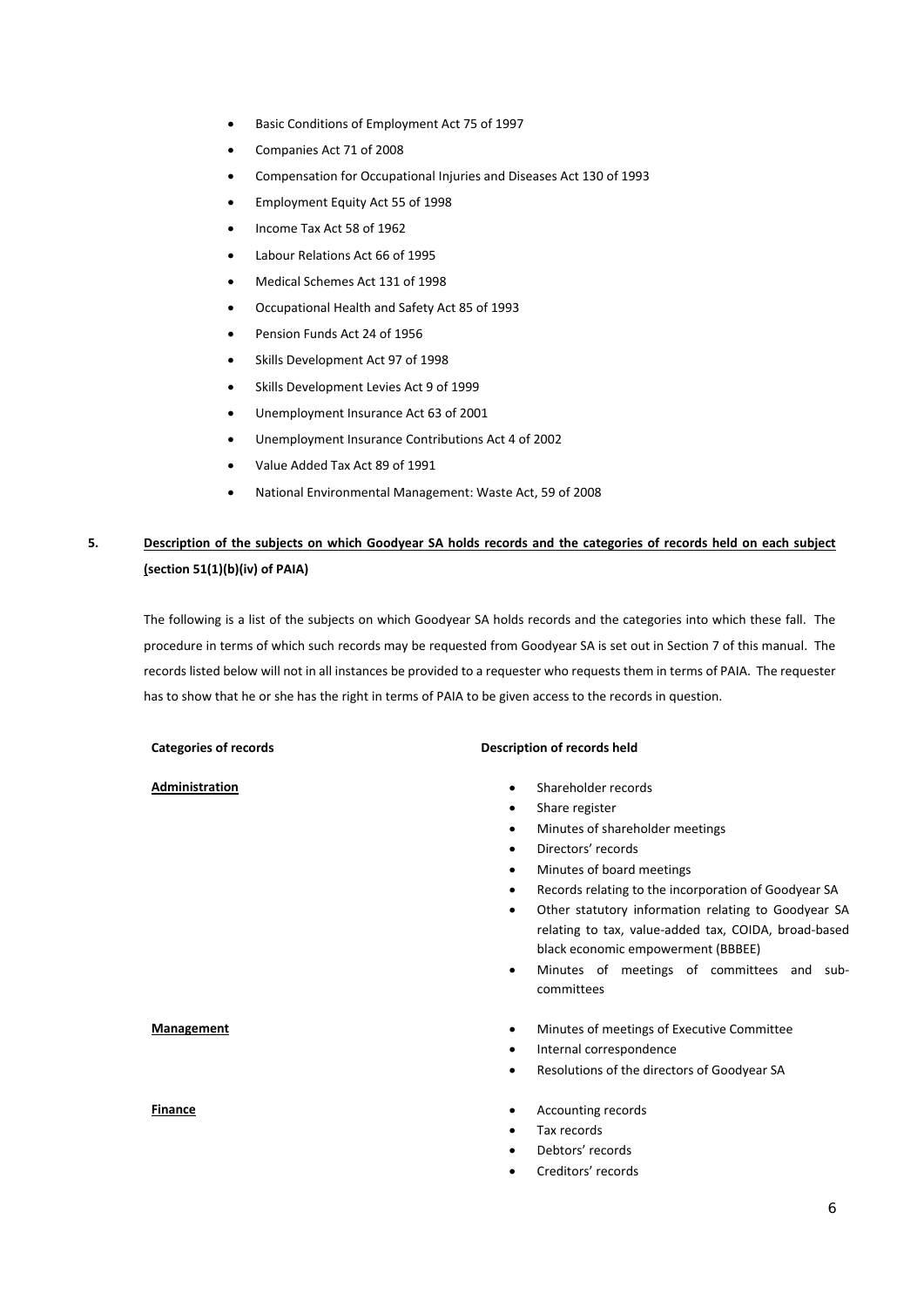- Basic Conditions of Employment Act 75 of 1997
- Companies Act 71 of 2008
- Compensation for Occupational Injuries and Diseases Act 130 of 1993
- Employment Equity Act 55 of 1998
- Income Tax Act 58 of 1962
- Labour Relations Act 66 of 1995
- Medical Schemes Act 131 of 1998
- Occupational Health and Safety Act 85 of 1993
- Pension Funds Act 24 of 1956
- Skills Development Act 97 of 1998
- Skills Development Levies Act 9 of 1999
- Unemployment Insurance Act 63 of 2001
- Unemployment Insurance Contributions Act 4 of 2002
- Value Added Tax Act 89 of 1991
- National Environmental Management: Waste Act, 59 of 2008

## 5. Description of the subjects on which Goodyear SA holds records and the categories of records held on each subject (section 51(1)(b)(iv) of PAIA)

The following is a list of the subjects on which Goodyear SA holds records and the categories into which these fall. The procedure in terms of which such records may be requested from Goodyear SA is set out in Section 7 of this manual. The records listed below will not in all instances be provided to a requester who requests them in terms of PAIA. The requester has to show that he or she has the right in terms of PAIA to be given access to the records in question.

| Categories of records | Description of records held |
|---|---|
| **Administration** | • Shareholder records<br>• Share register<br>• Minutes of shareholder meetings<br>• Directors' records<br>• Minutes of board meetings<br>• Records relating to the incorporation of Goodyear SA<br>• Other statutory information relating to Goodyear SA relating to tax, value-added tax, COIDA, broad-based black economic empowerment (BBBEE)<br>• Minutes of meetings of committees and sub-committees |
| **Management** | • Minutes of meetings of Executive Committee<br>• Internal correspondence<br>• Resolutions of the directors of Goodyear SA |
| **Finance** | • Accounting records<br>• Tax records<br>• Debtors' records<br>• Creditors' records |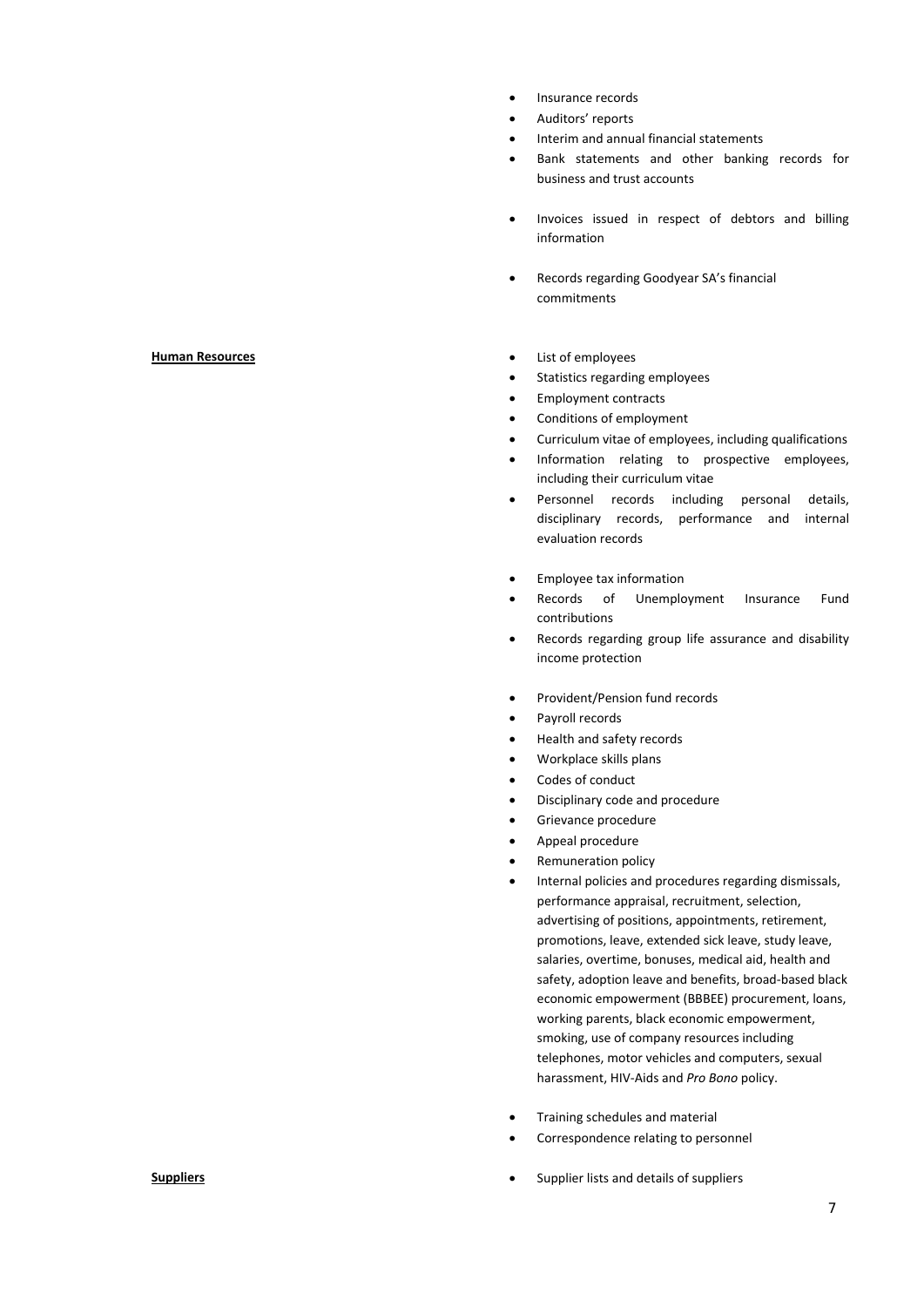- Insurance records
- Auditors' reports
- Interim and annual financial statements
- Bank statements and other banking records for business and trust accounts
- Invoices issued in respect of debtors and billing information
- Records regarding Goodyear SA's financial commitments

**Human Resources**

- List of employees
- Statistics regarding employees
- Employment contracts
- Conditions of employment
- Curriculum vitae of employees, including qualifications
- Information relating to prospective employees, including their curriculum vitae
- Personnel records including personal details, disciplinary records, performance and internal evaluation records
- Employee tax information
- Records of Unemployment Insurance Fund contributions
- Records regarding group life assurance and disability income protection
- Provident/Pension fund records
- Payroll records
- Health and safety records
- Workplace skills plans
- Codes of conduct
- Disciplinary code and procedure
- Grievance procedure
- Appeal procedure
- Remuneration policy
- Internal policies and procedures regarding dismissals, performance appraisal, recruitment, selection, advertising of positions, appointments, retirement, promotions, leave, extended sick leave, study leave, salaries, overtime, bonuses, medical aid, health and safety, adoption leave and benefits, broad-based black economic empowerment (BBBEE) procurement, loans, working parents, black economic empowerment, smoking, use of company resources including telephones, motor vehicles and computers, sexual harassment, HIV-Aids and *Pro Bono* policy.
- Training schedules and material
- Correspondence relating to personnel

**Suppliers**

- Supplier lists and details of suppliers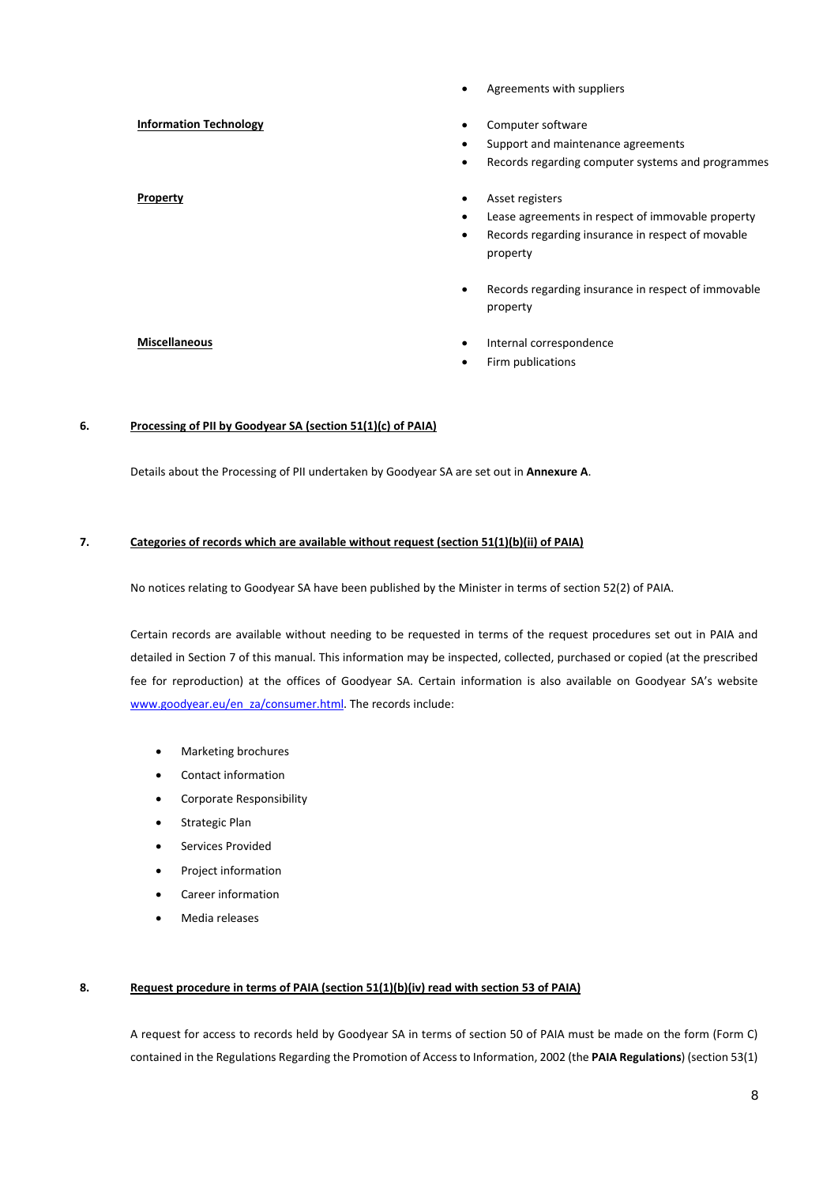| | |
|---|---|
| | • Agreements with suppliers |
| **Information Technology** | • Computer software<br>• Support and maintenance agreements<br>• Records regarding computer systems and programmes |
| **Property** | • Asset registers<br>• Lease agreements in respect of immovable property<br>• Records regarding insurance in respect of movable property<br>• Records regarding insurance in respect of immovable property |
| **Miscellaneous** | • Internal correspondence<br>• Firm publications |

## 6. Processing of PII by Goodyear SA (section 51(1)(c) of PAIA)

Details about the Processing of PII undertaken by Goodyear SA are set out in **Annexure A**.

## 7. Categories of records which are available without request (section 51(1)(b)(ii) of PAIA)

No notices relating to Goodyear SA have been published by the Minister in terms of section 52(2) of PAIA.

Certain records are available without needing to be requested in terms of the request procedures set out in PAIA and detailed in Section 7 of this manual. This information may be inspected, collected, purchased or copied (at the prescribed fee for reproduction) at the offices of Goodyear SA. Certain information is also available on Goodyear SA's website www.goodyear.eu/en_za/consumer.html. The records include:

- Marketing brochures
- Contact information
- Corporate Responsibility
- Strategic Plan
- Services Provided
- Project information
- Career information
- Media releases

## 8. Request procedure in terms of PAIA (section 51(1)(b)(iv) read with section 53 of PAIA)

A request for access to records held by Goodyear SA in terms of section 50 of PAIA must be made on the form (Form C) contained in the Regulations Regarding the Promotion of Access to Information, 2002 (the **PAIA Regulations**) (section 53(1)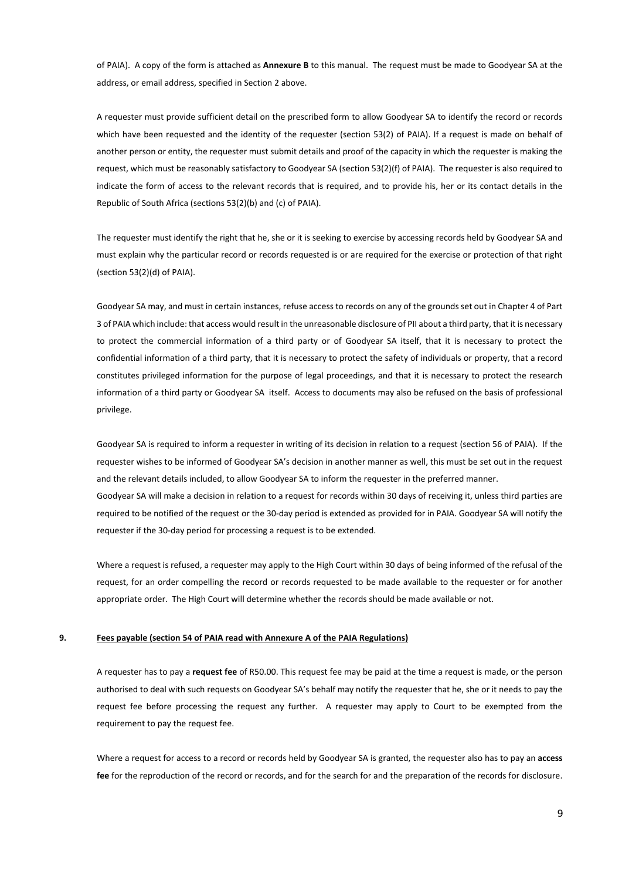of PAIA). A copy of the form is attached as **Annexure B** to this manual. The request must be made to Goodyear SA at the address, or email address, specified in Section 2 above.

A requester must provide sufficient detail on the prescribed form to allow Goodyear SA to identify the record or records which have been requested and the identity of the requester (section 53(2) of PAIA). If a request is made on behalf of another person or entity, the requester must submit details and proof of the capacity in which the requester is making the request, which must be reasonably satisfactory to Goodyear SA (section 53(2)(f) of PAIA). The requester is also required to indicate the form of access to the relevant records that is required, and to provide his, her or its contact details in the Republic of South Africa (sections 53(2)(b) and (c) of PAIA).

The requester must identify the right that he, she or it is seeking to exercise by accessing records held by Goodyear SA and must explain why the particular record or records requested is or are required for the exercise or protection of that right (section 53(2)(d) of PAIA).

Goodyear SA may, and must in certain instances, refuse access to records on any of the grounds set out in Chapter 4 of Part 3 of PAIA which include: that access would result in the unreasonable disclosure of PII about a third party, that it is necessary to protect the commercial information of a third party or of Goodyear SA itself, that it is necessary to protect the confidential information of a third party, that it is necessary to protect the safety of individuals or property, that a record constitutes privileged information for the purpose of legal proceedings, and that it is necessary to protect the research information of a third party or Goodyear SA itself. Access to documents may also be refused on the basis of professional privilege.

Goodyear SA is required to inform a requester in writing of its decision in relation to a request (section 56 of PAIA). If the requester wishes to be informed of Goodyear SA's decision in another manner as well, this must be set out in the request and the relevant details included, to allow Goodyear SA to inform the requester in the preferred manner.
Goodyear SA will make a decision in relation to a request for records within 30 days of receiving it, unless third parties are required to be notified of the request or the 30-day period is extended as provided for in PAIA. Goodyear SA will notify the requester if the 30-day period for processing a request is to be extended.

Where a request is refused, a requester may apply to the High Court within 30 days of being informed of the refusal of the request, for an order compelling the record or records requested to be made available to the requester or for another appropriate order. The High Court will determine whether the records should be made available or not.

## 9. Fees payable (section 54 of PAIA read with Annexure A of the PAIA Regulations)

A requester has to pay a **request fee** of R50.00. This request fee may be paid at the time a request is made, or the person authorised to deal with such requests on Goodyear SA's behalf may notify the requester that he, she or it needs to pay the request fee before processing the request any further. A requester may apply to Court to be exempted from the requirement to pay the request fee.

Where a request for access to a record or records held by Goodyear SA is granted, the requester also has to pay an **access fee** for the reproduction of the record or records, and for the search for and the preparation of the records for disclosure.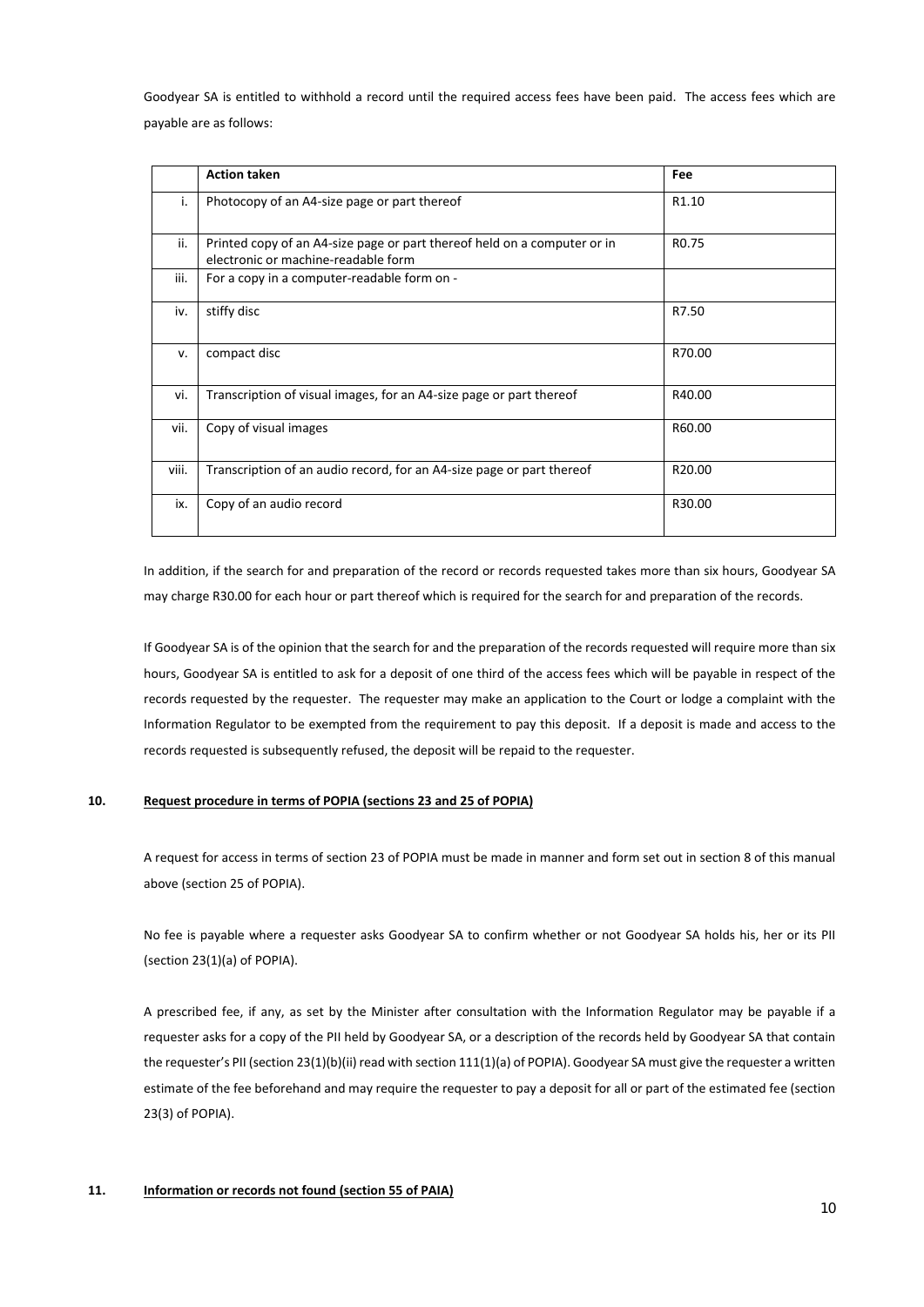Goodyear SA is entitled to withhold a record until the required access fees have been paid. The access fees which are payable are as follows:

| | **Action taken** | **Fee** |
|---|---|---|
| i. | Photocopy of an A4-size page or part thereof | R1.10 |
| ii. | Printed copy of an A4-size page or part thereof held on a computer or in electronic or machine-readable form | R0.75 |
| iii. | For a copy in a computer-readable form on - | |
| iv. | stiffy disc | R7.50 |
| v. | compact disc | R70.00 |
| vi. | Transcription of visual images, for an A4-size page or part thereof | R40.00 |
| vii. | Copy of visual images | R60.00 |
| viii. | Transcription of an audio record, for an A4-size page or part thereof | R20.00 |
| ix. | Copy of an audio record | R30.00 |

In addition, if the search for and preparation of the record or records requested takes more than six hours, Goodyear SA may charge R30.00 for each hour or part thereof which is required for the search for and preparation of the records.

If Goodyear SA is of the opinion that the search for and the preparation of the records requested will require more than six hours, Goodyear SA is entitled to ask for a deposit of one third of the access fees which will be payable in respect of the records requested by the requester. The requester may make an application to the Court or lodge a complaint with the Information Regulator to be exempted from the requirement to pay this deposit. If a deposit is made and access to the records requested is subsequently refused, the deposit will be repaid to the requester.

## 10. Request procedure in terms of POPIA (sections 23 and 25 of POPIA)

A request for access in terms of section 23 of POPIA must be made in manner and form set out in section 8 of this manual above (section 25 of POPIA).

No fee is payable where a requester asks Goodyear SA to confirm whether or not Goodyear SA holds his, her or its PII (section 23(1)(a) of POPIA).

A prescribed fee, if any, as set by the Minister after consultation with the Information Regulator may be payable if a requester asks for a copy of the PII held by Goodyear SA, or a description of the records held by Goodyear SA that contain the requester's PII (section 23(1)(b)(ii) read with section 111(1)(a) of POPIA). Goodyear SA must give the requester a written estimate of the fee beforehand and may require the requester to pay a deposit for all or part of the estimated fee (section 23(3) of POPIA).

## 11. Information or records not found (section 55 of PAIA)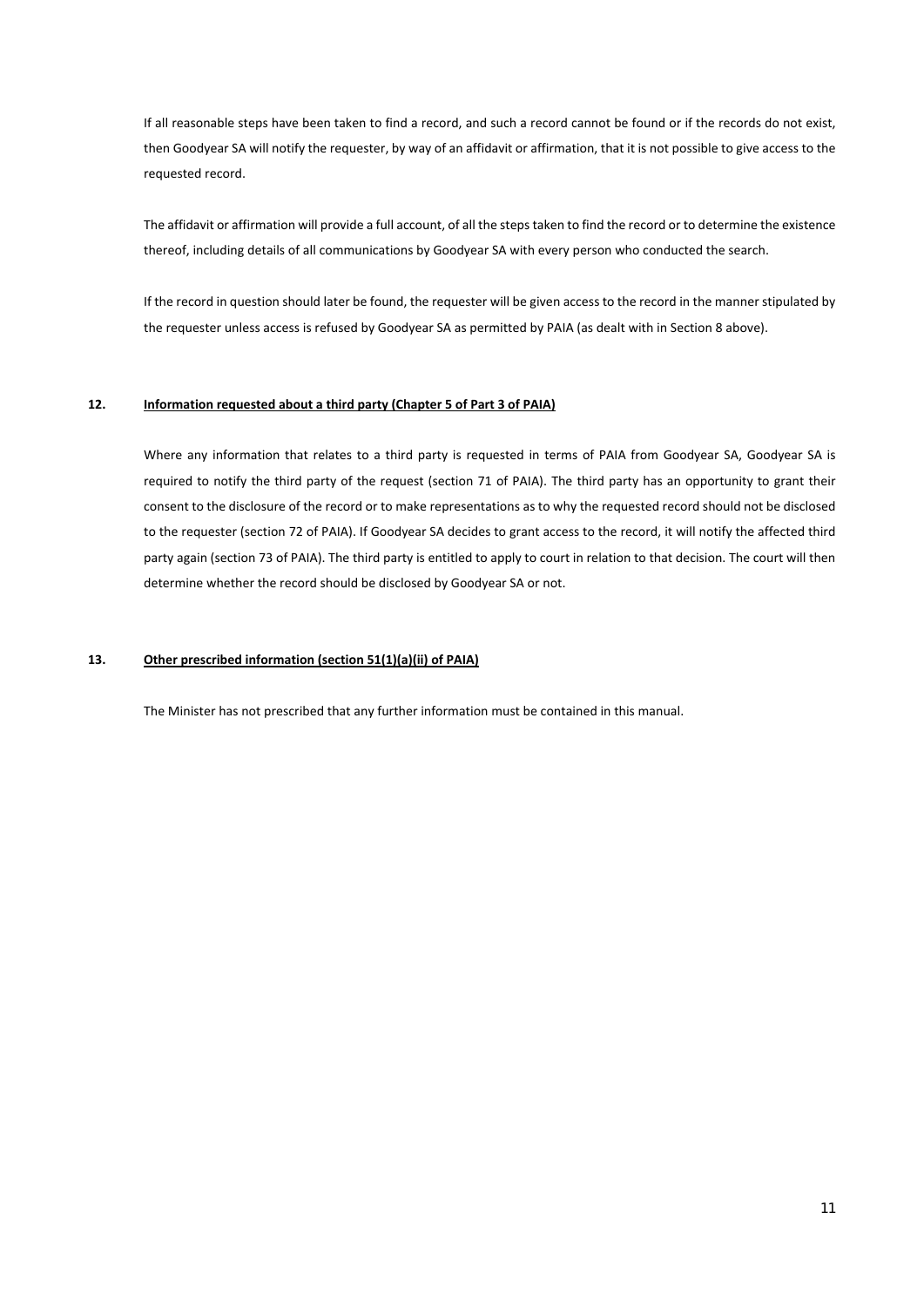If all reasonable steps have been taken to find a record, and such a record cannot be found or if the records do not exist, then Goodyear SA will notify the requester, by way of an affidavit or affirmation, that it is not possible to give access to the requested record.

The affidavit or affirmation will provide a full account, of all the steps taken to find the record or to determine the existence thereof, including details of all communications by Goodyear SA with every person who conducted the search.

If the record in question should later be found, the requester will be given access to the record in the manner stipulated by the requester unless access is refused by Goodyear SA as permitted by PAIA (as dealt with in Section 8 above).

## 12. Information requested about a third party (Chapter 5 of Part 3 of PAIA)

Where any information that relates to a third party is requested in terms of PAIA from Goodyear SA, Goodyear SA is required to notify the third party of the request (section 71 of PAIA). The third party has an opportunity to grant their consent to the disclosure of the record or to make representations as to why the requested record should not be disclosed to the requester (section 72 of PAIA). If Goodyear SA decides to grant access to the record, it will notify the affected third party again (section 73 of PAIA). The third party is entitled to apply to court in relation to that decision. The court will then determine whether the record should be disclosed by Goodyear SA or not.

## 13. Other prescribed information (section 51(1)(a)(ii) of PAIA)

The Minister has not prescribed that any further information must be contained in this manual.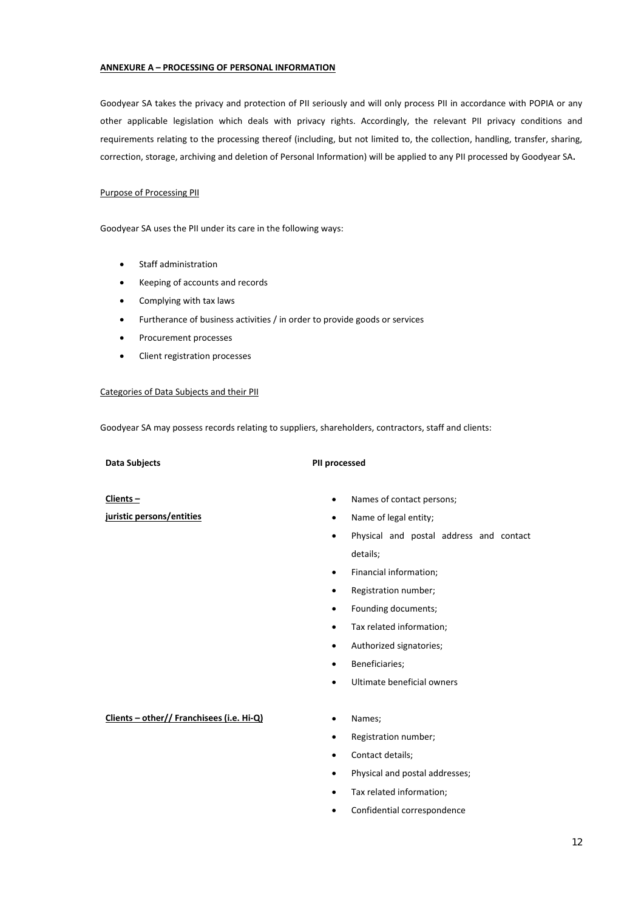**ANNEXURE A – PROCESSING OF PERSONAL INFORMATION**

Goodyear SA takes the privacy and protection of PII seriously and will only process PII in accordance with POPIA or any other applicable legislation which deals with privacy rights. Accordingly, the relevant PII privacy conditions and requirements relating to the processing thereof (including, but not limited to, the collection, handling, transfer, sharing, correction, storage, archiving and deletion of Personal Information) will be applied to any PII processed by Goodyear SA**.**

Purpose of Processing PII

Goodyear SA uses the PII under its care in the following ways:

- Staff administration
- Keeping of accounts and records
- Complying with tax laws
- Furtherance of business activities / in order to provide goods or services
- Procurement processes
- Client registration processes

Categories of Data Subjects and their PII

Goodyear SA may possess records relating to suppliers, shareholders, contractors, staff and clients:

| **Data Subjects** | **PII processed** |
| --- | --- |
| **Clients – juristic persons/entities** | • Names of contact persons;<br>• Name of legal entity;<br>• Physical and postal address and contact details;<br>• Financial information;<br>• Registration number;<br>• Founding documents;<br>• Tax related information;<br>• Authorized signatories;<br>• Beneficiaries;<br>• Ultimate beneficial owners |
| **Clients – other// Franchisees (i.e. Hi-Q)** | • Names;<br>• Registration number;<br>• Contact details;<br>• Physical and postal addresses;<br>• Tax related information;<br>• Confidential correspondence |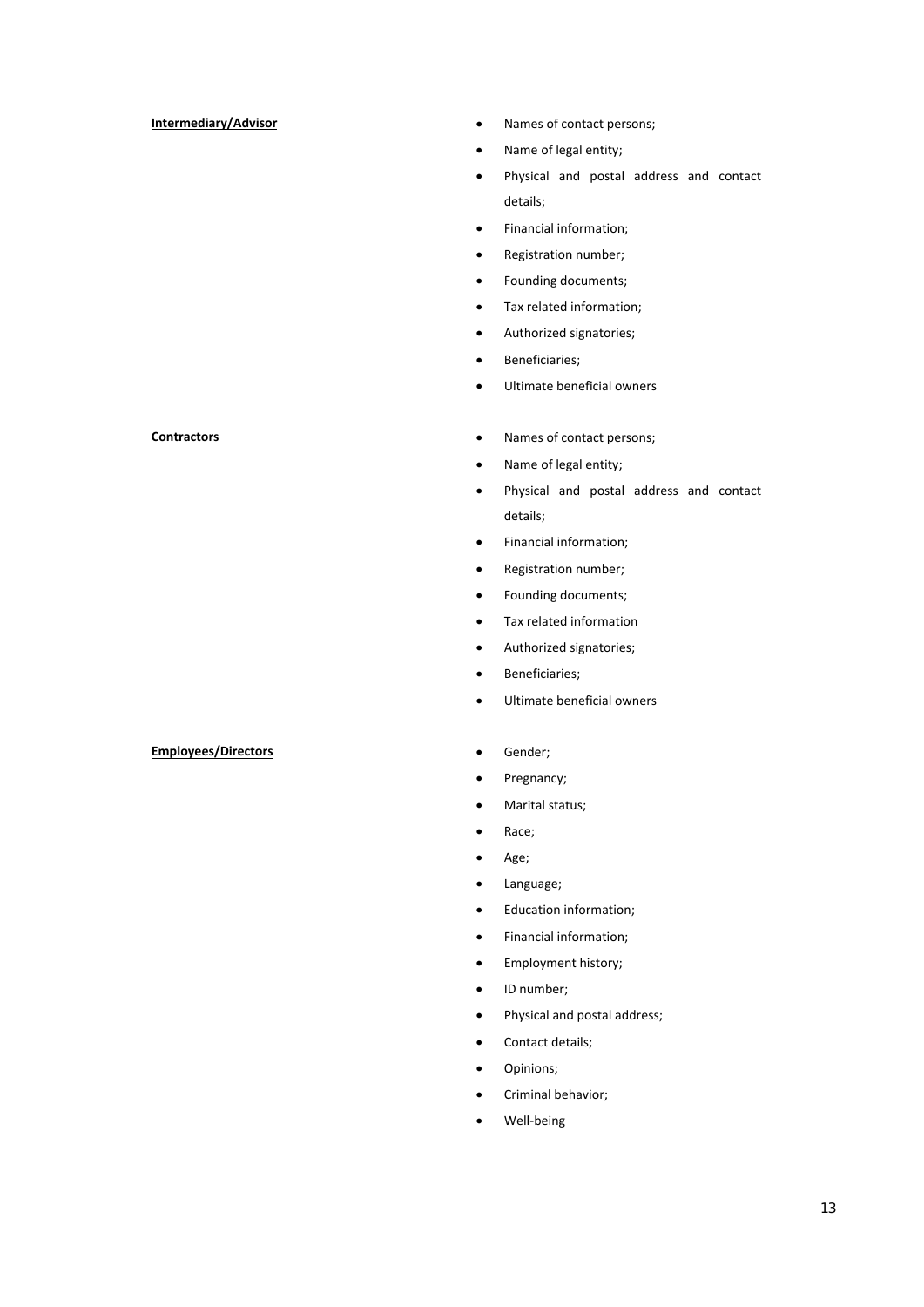| | |
|---|---|
| **Intermediary/Advisor** | • Names of contact persons;<br>• Name of legal entity;<br>• Physical and postal address and contact details;<br>• Financial information;<br>• Registration number;<br>• Founding documents;<br>• Tax related information;<br>• Authorized signatories;<br>• Beneficiaries;<br>• Ultimate beneficial owners |
| **Contractors** | • Names of contact persons;<br>• Name of legal entity;<br>• Physical and postal address and contact details;<br>• Financial information;<br>• Registration number;<br>• Founding documents;<br>• Tax related information<br>• Authorized signatories;<br>• Beneficiaries;<br>• Ultimate beneficial owners |
| **Employees/Directors** | • Gender;<br>• Pregnancy;<br>• Marital status;<br>• Race;<br>• Age;<br>• Language;<br>• Education information;<br>• Financial information;<br>• Employment history;<br>• ID number;<br>• Physical and postal address;<br>• Contact details;<br>• Opinions;<br>• Criminal behavior;<br>• Well-being |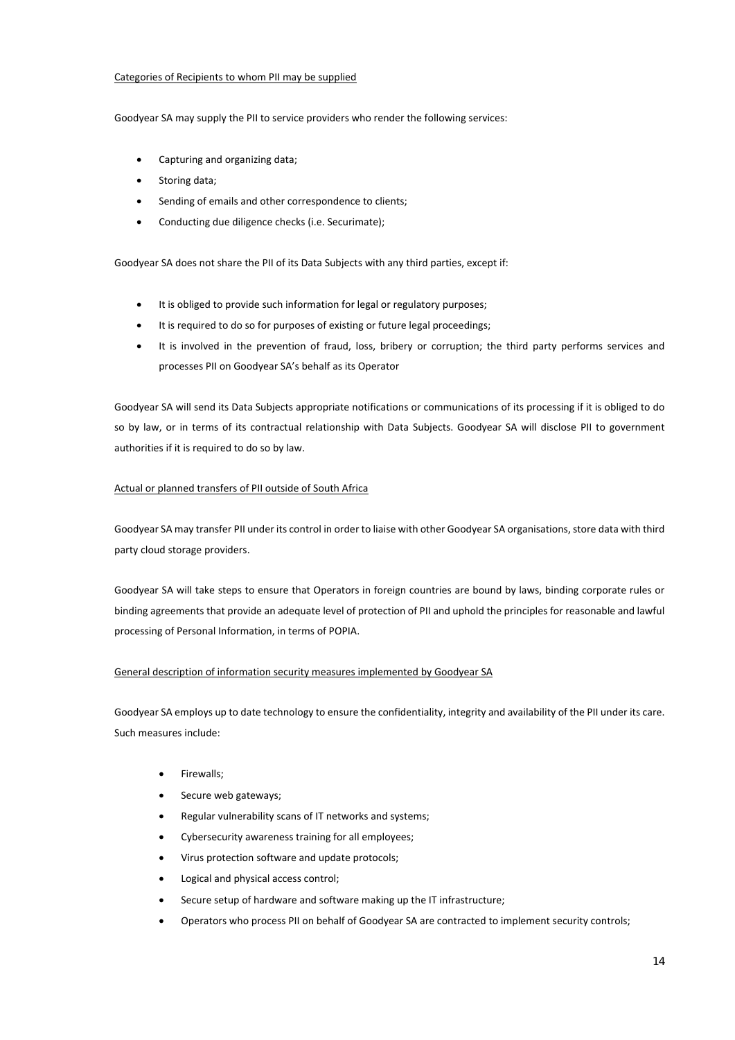Categories of Recipients to whom PII may be supplied

Goodyear SA may supply the PII to service providers who render the following services:

- Capturing and organizing data;
- Storing data;
- Sending of emails and other correspondence to clients;
- Conducting due diligence checks (i.e. Securimate);

Goodyear SA does not share the PII of its Data Subjects with any third parties, except if:

- It is obliged to provide such information for legal or regulatory purposes;
- It is required to do so for purposes of existing or future legal proceedings;
- It is involved in the prevention of fraud, loss, bribery or corruption; the third party performs services and processes PII on Goodyear SA's behalf as its Operator

Goodyear SA will send its Data Subjects appropriate notifications or communications of its processing if it is obliged to do so by law, or in terms of its contractual relationship with Data Subjects. Goodyear SA will disclose PII to government authorities if it is required to do so by law.

Actual or planned transfers of PII outside of South Africa

Goodyear SA may transfer PII under its control in order to liaise with other Goodyear SA organisations, store data with third party cloud storage providers.

Goodyear SA will take steps to ensure that Operators in foreign countries are bound by laws, binding corporate rules or binding agreements that provide an adequate level of protection of PII and uphold the principles for reasonable and lawful processing of Personal Information, in terms of POPIA.

General description of information security measures implemented by Goodyear SA

Goodyear SA employs up to date technology to ensure the confidentiality, integrity and availability of the PII under its care. Such measures include:

- Firewalls;
- Secure web gateways;
- Regular vulnerability scans of IT networks and systems;
- Cybersecurity awareness training for all employees;
- Virus protection software and update protocols;
- Logical and physical access control;
- Secure setup of hardware and software making up the IT infrastructure;
- Operators who process PII on behalf of Goodyear SA are contracted to implement security controls;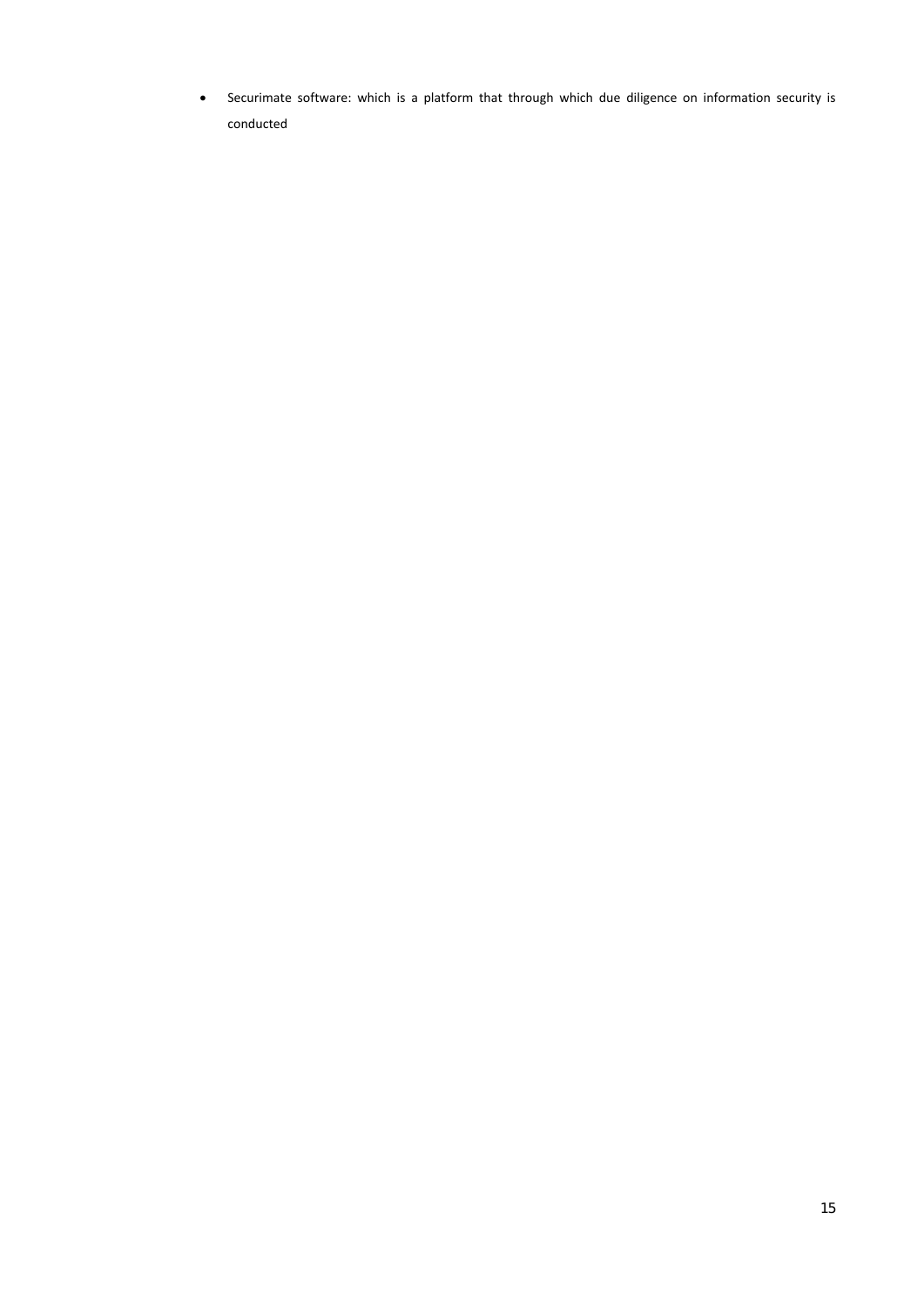- Securimate software: which is a platform that through which due diligence on information security is conducted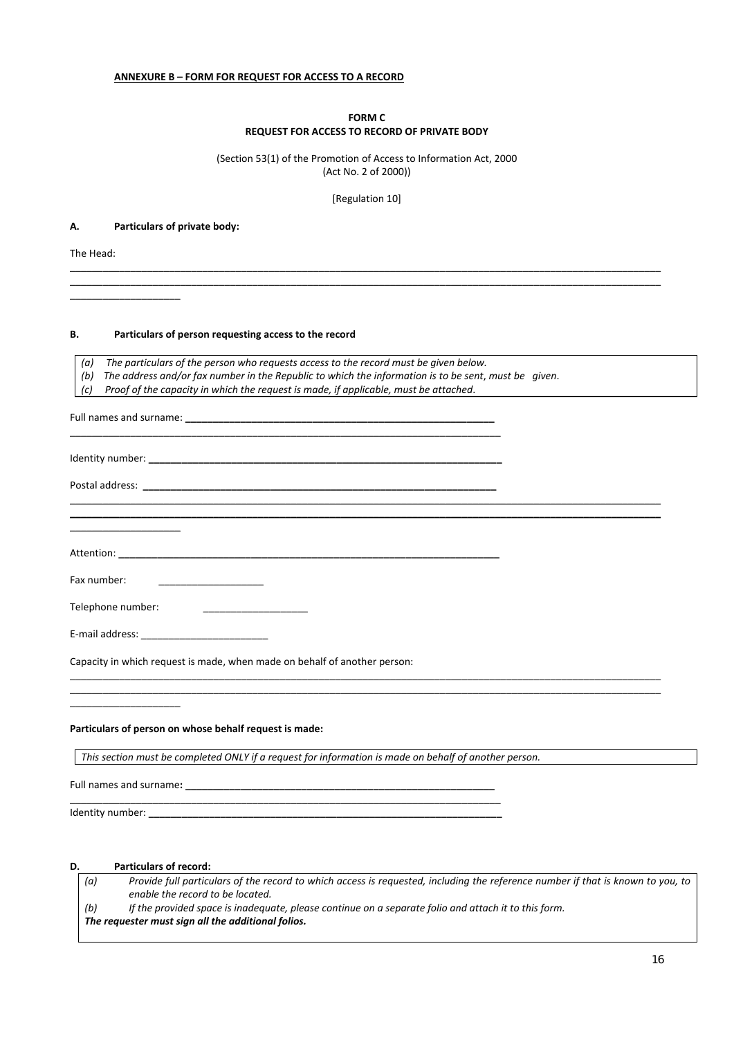**ANNEXURE B – FORM FOR REQUEST FOR ACCESS TO A RECORD**

**FORM C**
**REQUEST FOR ACCESS TO RECORD OF PRIVATE BODY**

(Section 53(1) of the Promotion of Access to Information Act, 2000
(Act No. 2 of 2000))

[Regulation 10]

**A. Particulars of private body:**

The Head:

______________________________________________________________________________

______________________________________________________________________________

____________________

**B. Particulars of person requesting access to the record**

*(a) The particulars of the person who requests access to the record must be given below.*
*(b) The address and/or fax number in the Republic to which the information is to be sent, must be given.*
*(c) Proof of the capacity in which the request is made, if applicable, must be attached.*

Full names and surname: ____________________________________________________________

____________________________________________________________________________________

Identity number: ______________________________________________________________________

Postal address: ______________________________________________________________________

______________________________________________________________________________

______________________________________________________________________________

____________________

Attention: __________________________________________________________________________

Fax number: ____________________

Telephone number: ____________________

E-mail address: ________________________

Capacity in which request is made, when made on behalf of another person:

______________________________________________________________________________

______________________________________________________________________________

____________________

**Particulars of person on whose behalf request is made:**

*This section must be completed ONLY if a request for information is made on behalf of another person.*

Full names and surname**:** ____________________________________________________________

____________________________________________________________________________________

Identity number: ______________________________________________________________________

**D. Particulars of record:**

*(a) Provide full particulars of the record to which access is requested, including the reference number if that is known to you, to enable the record to be located.*
*(b) If the provided space is inadequate, please continue on a separate folio and attach it to this form.*
***The requester must sign all the additional folios.***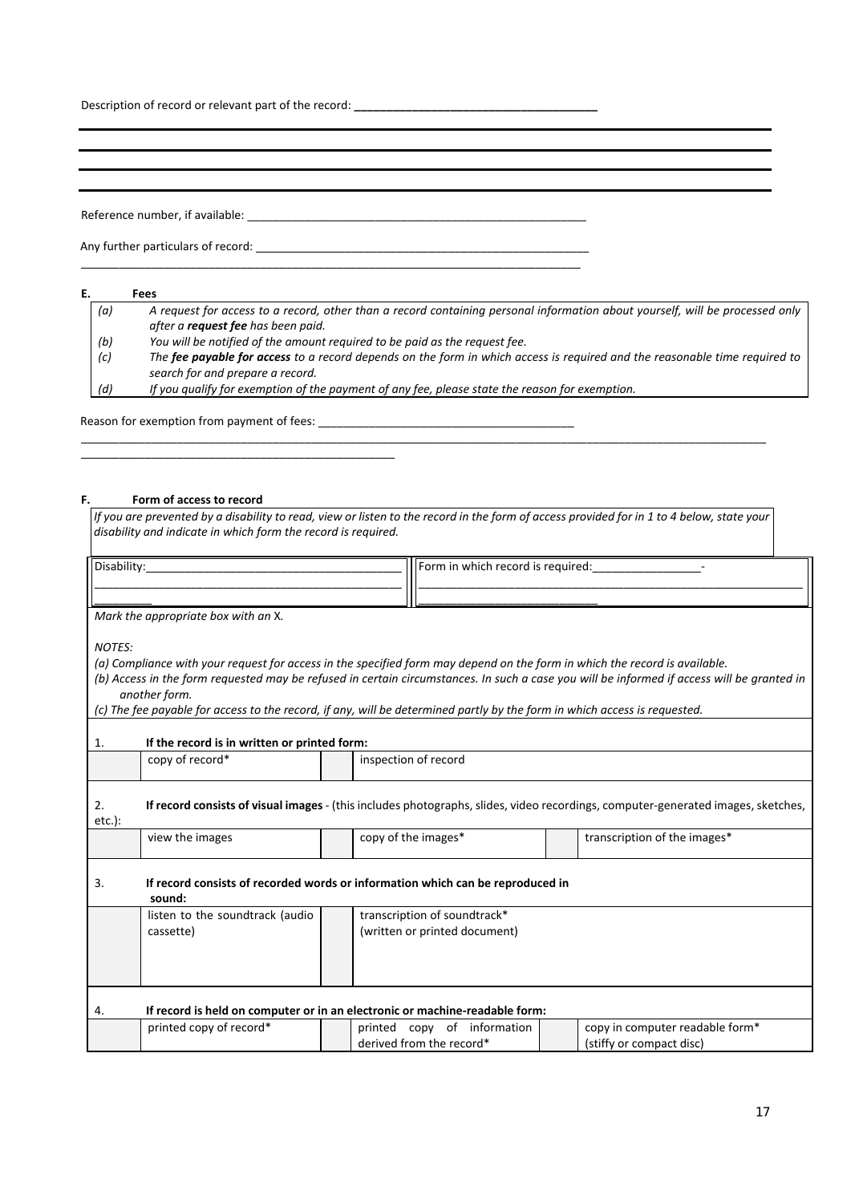Description of record or relevant part of the record: ______________________________________

______________________________________________________________________________

______________________________________________________________________________

______________________________________________________________________________

______________________________________________________________________________

Reference number, if available: ______________________________________________________

Any further particulars of record: ______________________________________________________

______________________________________________________________________________

**E. Fees**

| | |
|---|---|
| *(a)* | *A request for access to a record, other than a record containing personal information about yourself, will be processed only after a **request fee** has been paid.* |
| *(b)* | *You will be notified of the amount required to be paid as the request fee.* |
| *(c)* | *The **fee payable for access** to a record depends on the form in which access is required and the reasonable time required to search for and prepare a record.* |
| *(d)* | *If you qualify for exemption of the payment of any fee, please state the reason for exemption.* |

Reason for exemption from payment of fees: ________________________________________

______________________________________________________________________________

__________________________________________________

**F. Form of access to record**

*If you are prevented by a disability to read, view or listen to the record in the form of access provided for in 1 to 4 below, state your disability and indicate in which form the record is required.*

| Disability: | Form in which record is required: |
|---|---|
| | |

*Mark the appropriate box with an X.*

*NOTES:*

*(a) Compliance with your request for access in the specified form may depend on the form in which the record is available.*

*(b) Access in the form requested may be refused in certain circumstances. In such a case you will be informed if access will be granted in another form.*

*(c) The fee payable for access to the record, if any, will be determined partly by the form in which access is requested.*

| | | | | | |
|---|---|---|---|---|---|
| 1. | **If the record is in written or printed form:** | | | | |
| | copy of record* | | inspection of record | | |
| 2. | **If record consists of visual images** - (this includes photographs, slides, video recordings, computer-generated images, sketches, etc.): | | | | |
| | view the images | | copy of the images* | | transcription of the images* |
| 3. | **If record consists of recorded words or information which can be reproduced in sound:** | | | | |
| | listen to the soundtrack (audio cassette) | | transcription of soundtrack* (written or printed document) | | |
| 4. | **If record is held on computer or in an electronic or machine-readable form:** | | | | |
| | printed copy of record* | | printed copy of information derived from the record* | | copy in computer readable form* (stiffy or compact disc) |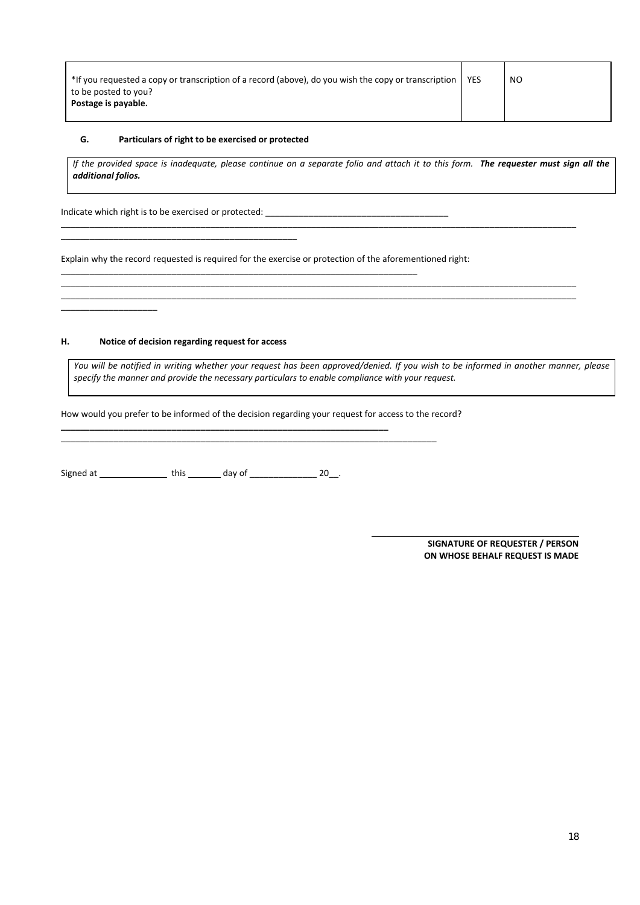| | | |
|---|---|---|
| *If you requested a copy or transcription of a record (above), do you wish the copy or transcription to be posted to you?<br>**Postage is payable.** | YES | NO |

### G. Particulars of right to be exercised or protected

*If the provided space is inadequate, please continue on a separate folio and attach it to this form.* ***The requester must sign all the additional folios.***

Indicate which right is to be exercised or protected: _____________________________________

_______________________________________________________________________________________________________________

________________________________________________

Explain why the record requested is required for the exercise or protection of the aforementioned right:

___________________________________________________________________________

_______________________________________________________________________________________________________________

_______________________________________________________________________________________________________________

___________________

### H. Notice of decision regarding request for access

*You will be notified in writing whether your request has been approved/denied. If you wish to be informed in another manner, please specify the manner and provide the necessary particulars to enable compliance with your request.*

How would you prefer to be informed of the decision regarding your request for access to the record?

____________________________________________________________________

_______________________________________________________________________________

Signed at ______________ this _______ day of ______________ 20__.

_________________________________________

**SIGNATURE OF REQUESTER / PERSON ON WHOSE BEHALF REQUEST IS MADE**